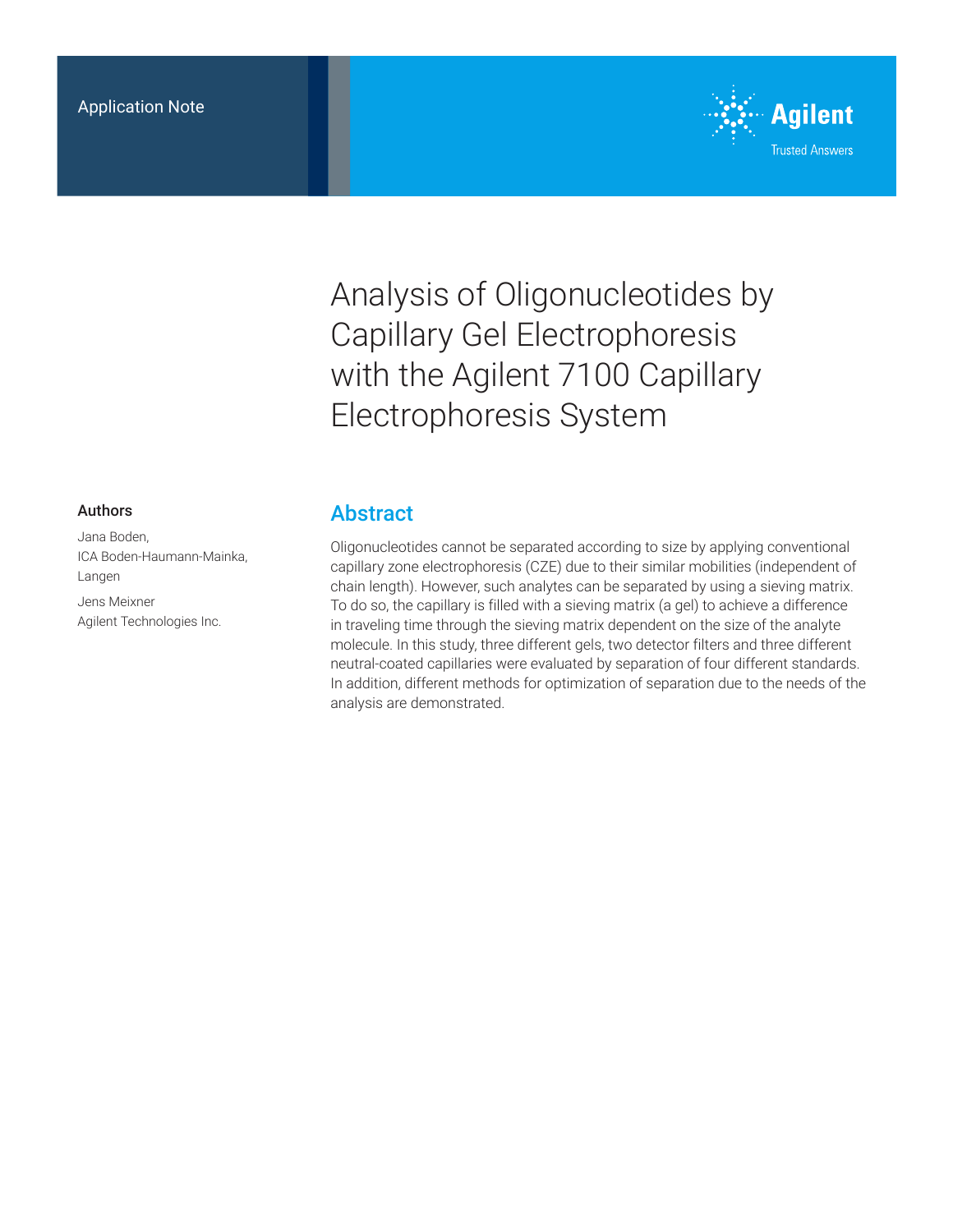Application Note

# Analysis of Oligonucleotides by Capillary Gel Electrophoresis with the Agilent 7100 Capillary Electrophoresis System

## Authors

Jana Boden,
ICA Boden-Haumann-Mainka, Langen

Jens Meixner
Agilent Technologies Inc.

## Abstract

Oligonucleotides cannot be separated according to size by applying conventional capillary zone electrophoresis (CZE) due to their similar mobilities (independent of chain length). However, such analytes can be separated by using a sieving matrix. To do so, the capillary is filled with a sieving matrix (a gel) to achieve a difference in traveling time through the sieving matrix dependent on the size of the analyte molecule. In this study, three different gels, two detector filters and three different neutral-coated capillaries were evaluated by separation of four different standards. In addition, different methods for optimization of separation due to the needs of the analysis are demonstrated.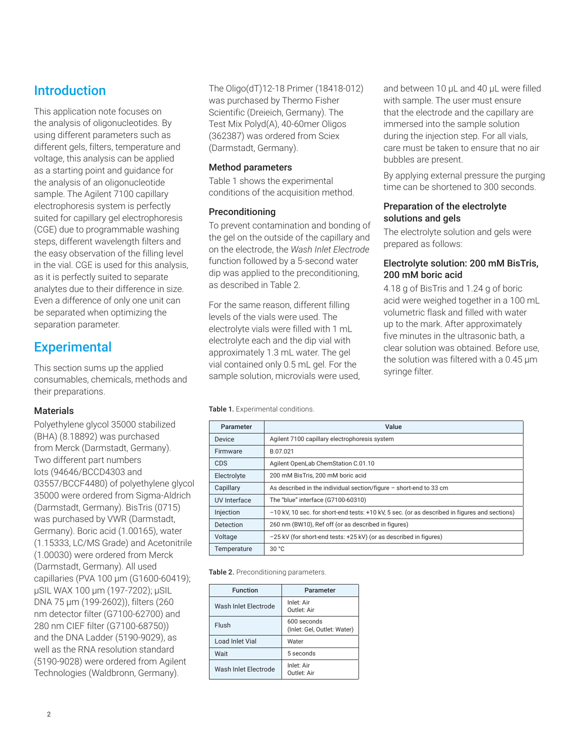## Introduction

This application note focuses on the analysis of oligonucleotides. By using different parameters such as different gels, filters, temperature and voltage, this analysis can be applied as a starting point and guidance for the analysis of an oligonucleotide sample. The Agilent 7100 capillary electrophoresis system is perfectly suited for capillary gel electrophoresis (CGE) due to programmable washing steps, different wavelength filters and the easy observation of the filling level in the vial. CGE is used for this analysis, as it is perfectly suited to separate analytes due to their difference in size. Even a difference of only one unit can be separated when optimizing the separation parameter.

## Experimental

This section sums up the applied consumables, chemicals, methods and their preparations.

### Materials

Polyethylene glycol 35000 stabilized (BHA) (8.18892) was purchased from Merck (Darmstadt, Germany). Two different part numbers lots (94646/BCCD4303 and 03557/BCCF4480) of polyethylene glycol 35000 were ordered from Sigma-Aldrich (Darmstadt, Germany). BisTris (0715) was purchased by VWR (Darmstadt, Germany). Boric acid (1.00165), water (1.15333, LC/MS Grade) and Acetonitrile (1.00030) were ordered from Merck (Darmstadt, Germany). All used capillaries (PVA 100 µm (G1600-60419); µSIL WAX 100 µm (197-7202); µSIL DNA 75 µm (199-2602)), filters (260 nm detector filter (G7100-62700) and 280 nm CIEF filter (G7100-68750)) and the DNA Ladder (5190-9029), as well as the RNA resolution standard (5190-9028) were ordered from Agilent Technologies (Waldbronn, Germany).

The Oligo(dT)12-18 Primer (18418-012) was purchased by Thermo Fisher Scientific (Dreieich, Germany). The Test Mix Polyd(A), 40-60mer Oligos (362387) was ordered from Sciex (Darmstadt, Germany).

### Method parameters

Table 1 shows the experimental conditions of the acquisition method.

### Preconditioning

To prevent contamination and bonding of the gel on the outside of the capillary and on the electrode, the *Wash Inlet Electrode* function followed by a 5-second water dip was applied to the preconditioning, as described in Table 2.

For the same reason, different filling levels of the vials were used. The electrolyte vials were filled with 1 mL electrolyte each and the dip vial with approximately 1.3 mL water. The gel vial contained only 0.5 mL gel. For the sample solution, microvials were used, and between 10 µL and 40 µL were filled with sample. The user must ensure that the electrode and the capillary are immersed into the sample solution during the injection step. For all vials, care must be taken to ensure that no air bubbles are present.

By applying external pressure the purging time can be shortened to 300 seconds.

### Preparation of the electrolyte solutions and gels

The electrolyte solution and gels were prepared as follows:

### Electrolyte solution: 200 mM BisTris, 200 mM boric acid

4.18 g of BisTris and 1.24 g of boric acid were weighed together in a 100 mL volumetric flask and filled with water up to the mark. After approximately five minutes in the ultrasonic bath, a clear solution was obtained. Before use, the solution was filtered with a 0.45 µm syringe filter.

**Table 1.** Experimental conditions.

| Parameter | Value |
|---|---|
| Device | Agilent 7100 capillary electrophoresis system |
| Firmware | B.07.021 |
| CDS | Agilent OpenLab ChemStation C.01.10 |
| Electrolyte | 200 mM BisTris, 200 mM boric acid |
| Capillary | As described in the individual section/figure – short-end to 33 cm |
| UV Interface | The "blue" interface (G7100-60310) |
| Injection | −10 kV, 10 sec. for short-end tests: +10 kV, 5 sec. (or as described in figures and sections) |
| Detection | 260 nm (BW10), Ref off (or as described in figures) |
| Voltage | −25 kV (for short-end tests: +25 kV) (or as described in figures) |
| Temperature | 30 °C |

**Table 2.** Preconditioning parameters.

| Function | Parameter |
|---|---|
| Wash Inlet Electrode | Inlet: Air<br>Outlet: Air |
| Flush | 600 seconds<br>(Inlet: Gel, Outlet: Water) |
| Load Inlet Vial | Water |
| Wait | 5 seconds |
| Wash Inlet Electrode | Inlet: Air<br>Outlet: Air |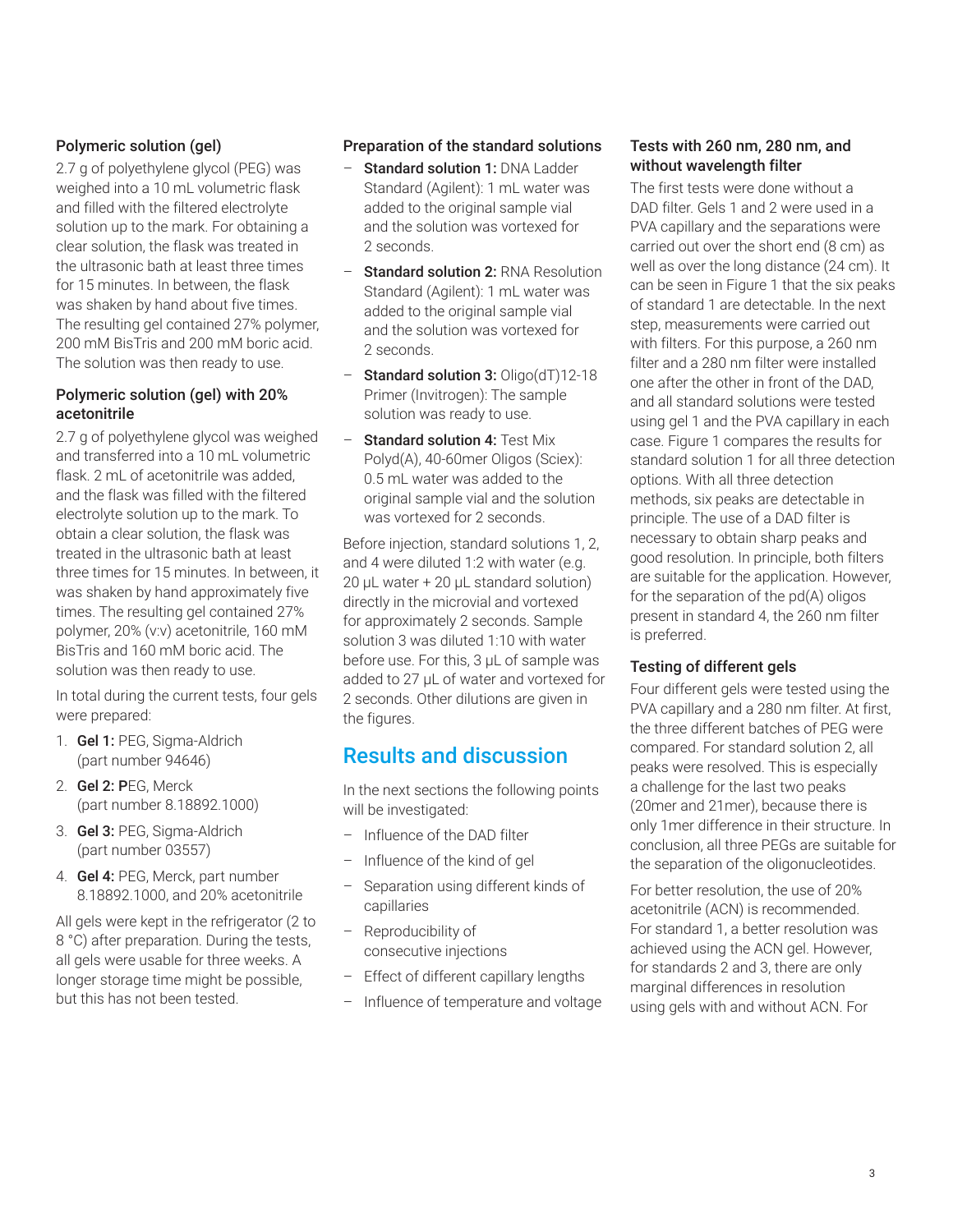### Polymeric solution (gel)

2.7 g of polyethylene glycol (PEG) was weighed into a 10 mL volumetric flask and filled with the filtered electrolyte solution up to the mark. For obtaining a clear solution, the flask was treated in the ultrasonic bath at least three times for 15 minutes. In between, the flask was shaken by hand about five times. The resulting gel contained 27% polymer, 200 mM BisTris and 200 mM boric acid. The solution was then ready to use.

### Polymeric solution (gel) with 20% acetonitrile

2.7 g of polyethylene glycol was weighed and transferred into a 10 mL volumetric flask. 2 mL of acetonitrile was added, and the flask was filled with the filtered electrolyte solution up to the mark. To obtain a clear solution, the flask was treated in the ultrasonic bath at least three times for 15 minutes. In between, it was shaken by hand approximately five times. The resulting gel contained 27% polymer, 20% (v:v) acetonitrile, 160 mM BisTris and 160 mM boric acid. The solution was then ready to use.

In total during the current tests, four gels were prepared:

1. **Gel 1:** PEG, Sigma-Aldrich (part number 94646)
2. **Gel 2: P**EG, Merck (part number 8.18892.1000)
3. **Gel 3:** PEG, Sigma-Aldrich (part number 03557)
4. **Gel 4:** PEG, Merck, part number 8.18892.1000, and 20% acetonitrile

All gels were kept in the refrigerator (2 to 8 °C) after preparation. During the tests, all gels were usable for three weeks. A longer storage time might be possible, but this has not been tested.

### Preparation of the standard solutions

- **Standard solution 1:** DNA Ladder Standard (Agilent): 1 mL water was added to the original sample vial and the solution was vortexed for 2 seconds.
- **Standard solution 2:** RNA Resolution Standard (Agilent): 1 mL water was added to the original sample vial and the solution was vortexed for 2 seconds.
- **Standard solution 3:** Oligo(dT)12-18 Primer (Invitrogen): The sample solution was ready to use.
- **Standard solution 4:** Test Mix Polyd(A), 40-60mer Oligos (Sciex): 0.5 mL water was added to the original sample vial and the solution was vortexed for 2 seconds.

Before injection, standard solutions 1, 2, and 4 were diluted 1:2 with water (e.g. 20 µL water + 20 µL standard solution) directly in the microvial and vortexed for approximately 2 seconds. Sample solution 3 was diluted 1:10 with water before use. For this, 3 µL of sample was added to 27 µL of water and vortexed for 2 seconds. Other dilutions are given in the figures.

## Results and discussion

In the next sections the following points will be investigated:

- Influence of the DAD filter
- Influence of the kind of gel
- Separation using different kinds of capillaries
- Reproducibility of consecutive injections
- Effect of different capillary lengths
- Influence of temperature and voltage

### Tests with 260 nm, 280 nm, and without wavelength filter

The first tests were done without a DAD filter. Gels 1 and 2 were used in a PVA capillary and the separations were carried out over the short end (8 cm) as well as over the long distance (24 cm). It can be seen in Figure 1 that the six peaks of standard 1 are detectable. In the next step, measurements were carried out with filters. For this purpose, a 260 nm filter and a 280 nm filter were installed one after the other in front of the DAD, and all standard solutions were tested using gel 1 and the PVA capillary in each case. Figure 1 compares the results for standard solution 1 for all three detection options. With all three detection methods, six peaks are detectable in principle. The use of a DAD filter is necessary to obtain sharp peaks and good resolution. In principle, both filters are suitable for the application. However, for the separation of the pd(A) oligos present in standard 4, the 260 nm filter is preferred.

### Testing of different gels

Four different gels were tested using the PVA capillary and a 280 nm filter. At first, the three different batches of PEG were compared. For standard solution 2, all peaks were resolved. This is especially a challenge for the last two peaks (20mer and 21mer), because there is only 1mer difference in their structure. In conclusion, all three PEGs are suitable for the separation of the oligonucleotides.

For better resolution, the use of 20% acetonitrile (ACN) is recommended. For standard 1, a better resolution was achieved using the ACN gel. However, for standards 2 and 3, there are only marginal differences in resolution using gels with and without ACN. For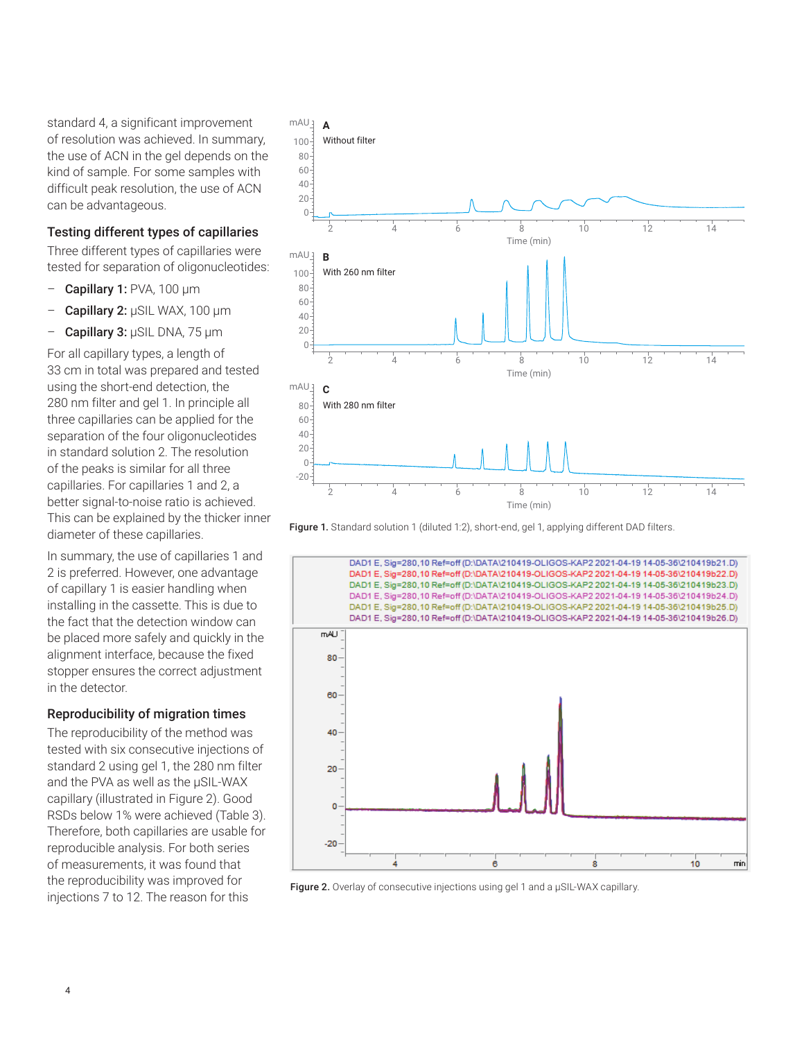standard 4, a significant improvement of resolution was achieved. In summary, the use of ACN in the gel depends on the kind of sample. For some samples with difficult peak resolution, the use of ACN can be advantageous.

### Testing different types of capillaries

Three different types of capillaries were tested for separation of oligonucleotides:

- **Capillary 1:** PVA, 100 µm
- **Capillary 2:** µSIL WAX, 100 µm
- **Capillary 3:** µSIL DNA, 75 µm

For all capillary types, a length of 33 cm in total was prepared and tested using the short-end detection, the 280 nm filter and gel 1. In principle all three capillaries can be applied for the separation of the four oligonucleotides in standard solution 2. The resolution of the peaks is similar for all three capillaries. For capillaries 1 and 2, a better signal-to-noise ratio is achieved. This can be explained by the thicker inner diameter of these capillaries.

In summary, the use of capillaries 1 and 2 is preferred. However, one advantage of capillary 1 is easier handling when installing in the cassette. This is due to the fact that the detection window can be placed more safely and quickly in the alignment interface, because the fixed stopper ensures the correct adjustment in the detector.

### Reproducibility of migration times

The reproducibility of the method was tested with six consecutive injections of standard 2 using gel 1, the 280 nm filter and the PVA as well as the µSIL-WAX capillary (illustrated in Figure 2). Good RSDs below 1% were achieved (Table 3). Therefore, both capillaries are usable for reproducible analysis. For both series of measurements, it was found that the reproducibility was improved for injections 7 to 12. The reason for this

**Figure 1.** Standard solution 1 (diluted 1:2), short-end, gel 1, applying different DAD filters.

**Figure 2.** Overlay of consecutive injections using gel 1 and a µSIL-WAX capillary.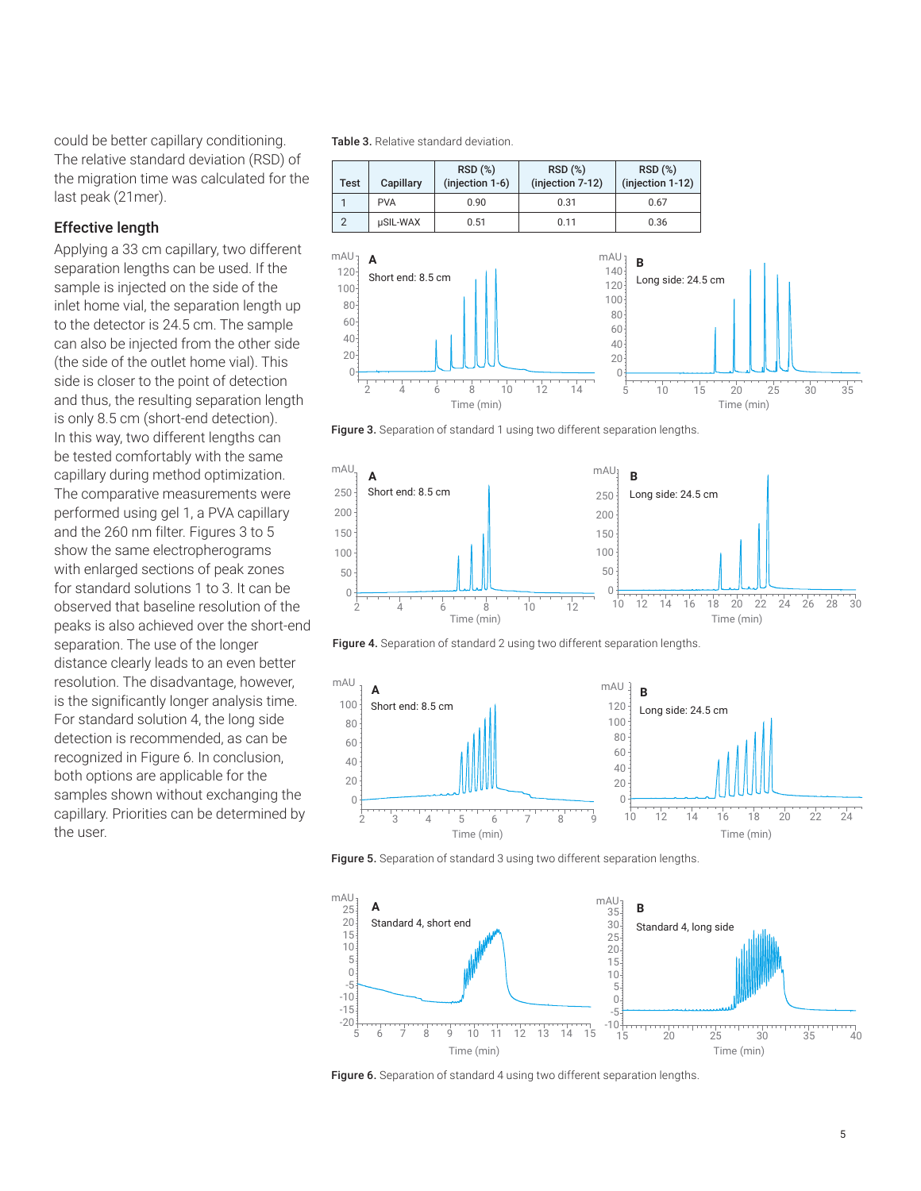could be better capillary conditioning. The relative standard deviation (RSD) of the migration time was calculated for the last peak (21mer).

## Effective length

Applying a 33 cm capillary, two different separation lengths can be used. If the sample is injected on the side of the inlet home vial, the separation length up to the detector is 24.5 cm. The sample can also be injected from the other side (the side of the outlet home vial). This side is closer to the point of detection and thus, the resulting separation length is only 8.5 cm (short-end detection). In this way, two different lengths can be tested comfortably with the same capillary during method optimization. The comparative measurements were performed using gel 1, a PVA capillary and the 260 nm filter. Figures 3 to 5 show the same electropherograms with enlarged sections of peak zones for standard solutions 1 to 3. It can be observed that baseline resolution of the peaks is also achieved over the short-end separation. The use of the longer distance clearly leads to an even better resolution. The disadvantage, however, is the significantly longer analysis time. For standard solution 4, the long side detection is recommended, as can be recognized in Figure 6. In conclusion, both options are applicable for the samples shown without exchanging the capillary. Priorities can be determined by the user.

**Table 3.** Relative standard deviation.

| Test | Capillary | RSD (%) (injection 1-6) | RSD (%) (injection 7-12) | RSD (%) (injection 1-12) |
|---|---|---|---|---|
| 1 | PVA | 0.90 | 0.31 | 0.67 |
| 2 | µSIL-WAX | 0.51 | 0.11 | 0.36 |

**Figure 3.** Separation of standard 1 using two different separation lengths.

**Figure 4.** Separation of standard 2 using two different separation lengths.

**Figure 5.** Separation of standard 3 using two different separation lengths.

**Figure 6.** Separation of standard 4 using two different separation lengths.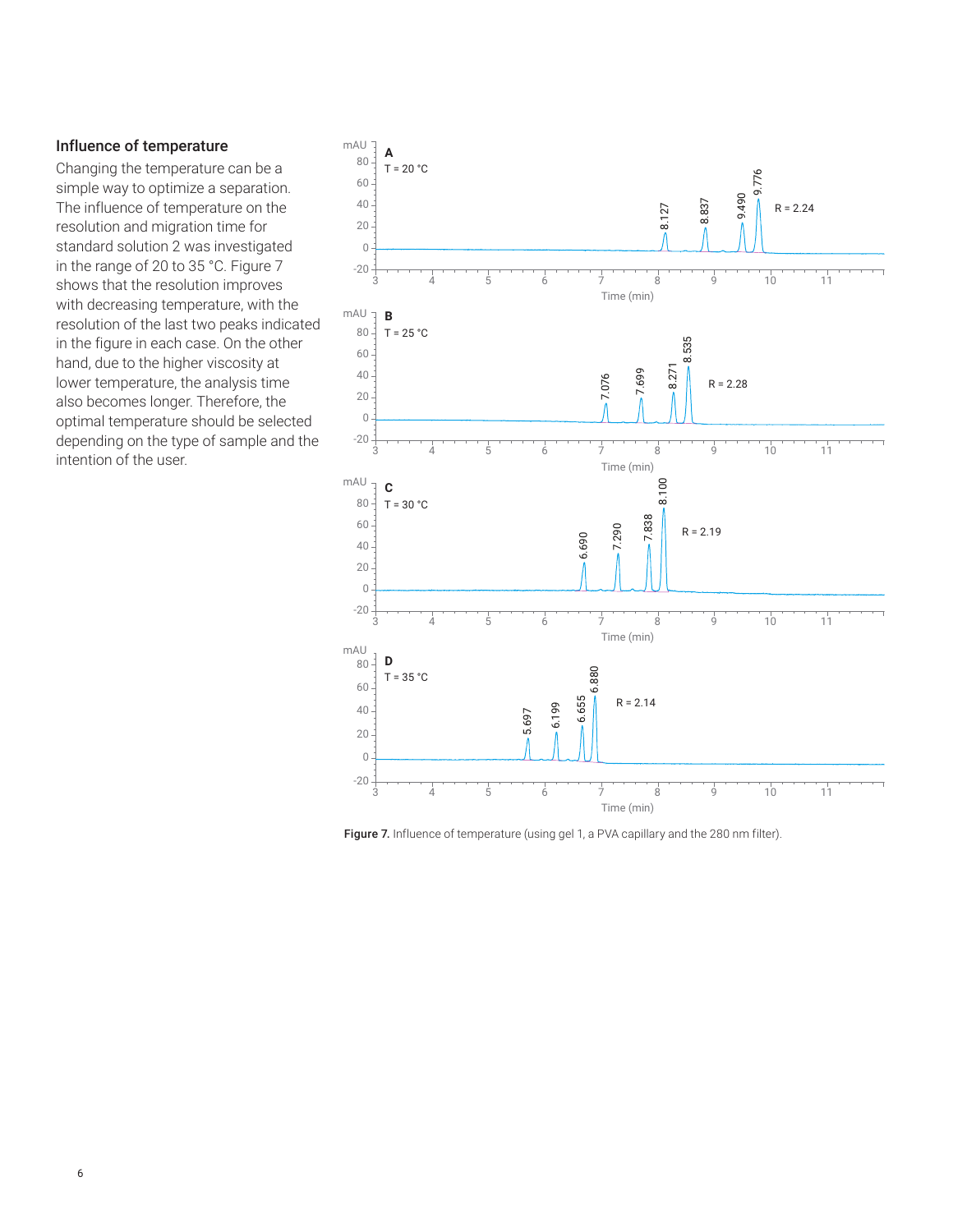### Influence of temperature

Changing the temperature can be a simple way to optimize a separation. The influence of temperature on the resolution and migration time for standard solution 2 was investigated in the range of 20 to 35 °C. Figure 7 shows that the resolution improves with decreasing temperature, with the resolution of the last two peaks indicated in the figure in each case. On the other hand, due to the higher viscosity at lower temperature, the analysis time also becomes longer. Therefore, the optimal temperature should be selected depending on the type of sample and the intention of the user.

**Figure 7.** Influence of temperature (using gel 1, a PVA capillary and the 280 nm filter).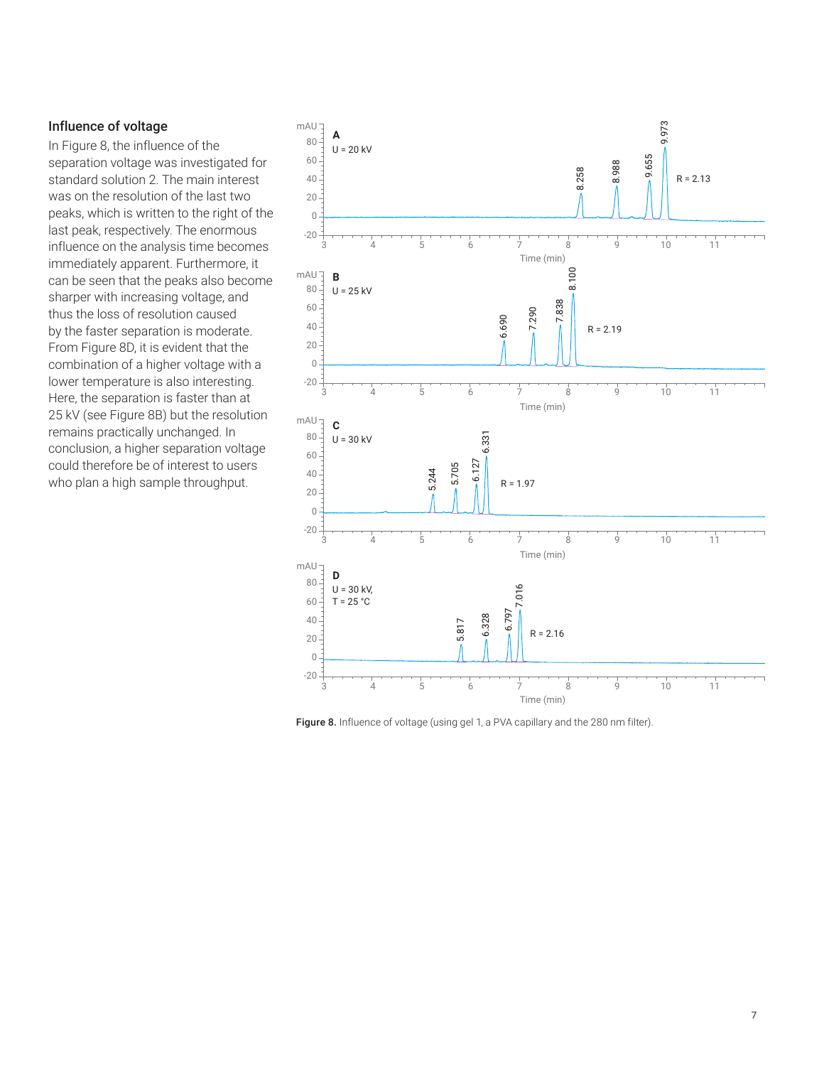### Influence of voltage

In Figure 8, the influence of the separation voltage was investigated for standard solution 2. The main interest was on the resolution of the last two peaks, which is written to the right of the last peak, respectively. The enormous influence on the analysis time becomes immediately apparent. Furthermore, it can be seen that the peaks also become sharper with increasing voltage, and thus the loss of resolution caused by the faster separation is moderate. From Figure 8D, it is evident that the combination of a higher voltage with a lower temperature is also interesting. Here, the separation is faster than at 25 kV (see Figure 8B) but the resolution remains practically unchanged. In conclusion, a higher separation voltage could therefore be of interest to users who plan a high sample throughput.

**Figure 8.** Influence of voltage (using gel 1, a PVA capillary and the 280 nm filter).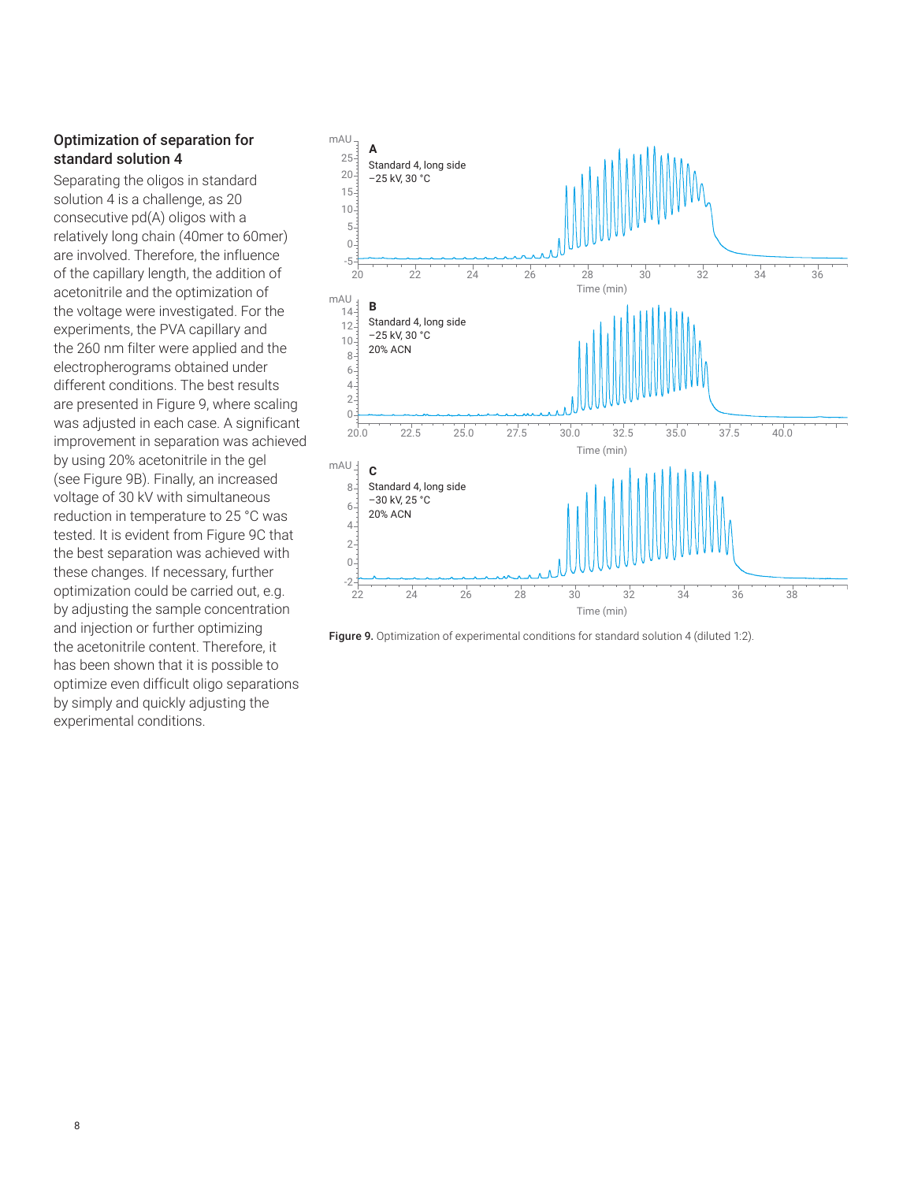### Optimization of separation for standard solution 4

Separating the oligos in standard solution 4 is a challenge, as 20 consecutive pd(A) oligos with a relatively long chain (40mer to 60mer) are involved. Therefore, the influence of the capillary length, the addition of acetonitrile and the optimization of the voltage were investigated. For the experiments, the PVA capillary and the 260 nm filter were applied and the electropherograms obtained under different conditions. The best results are presented in Figure 9, where scaling was adjusted in each case. A significant improvement in separation was achieved by using 20% acetonitrile in the gel (see Figure 9B). Finally, an increased voltage of 30 kV with simultaneous reduction in temperature to 25 °C was tested. It is evident from Figure 9C that the best separation was achieved with these changes. If necessary, further optimization could be carried out, e.g. by adjusting the sample concentration and injection or further optimizing the acetonitrile content. Therefore, it has been shown that it is possible to optimize even difficult oligo separations by simply and quickly adjusting the experimental conditions.

**Figure 9.** Optimization of experimental conditions for standard solution 4 (diluted 1:2).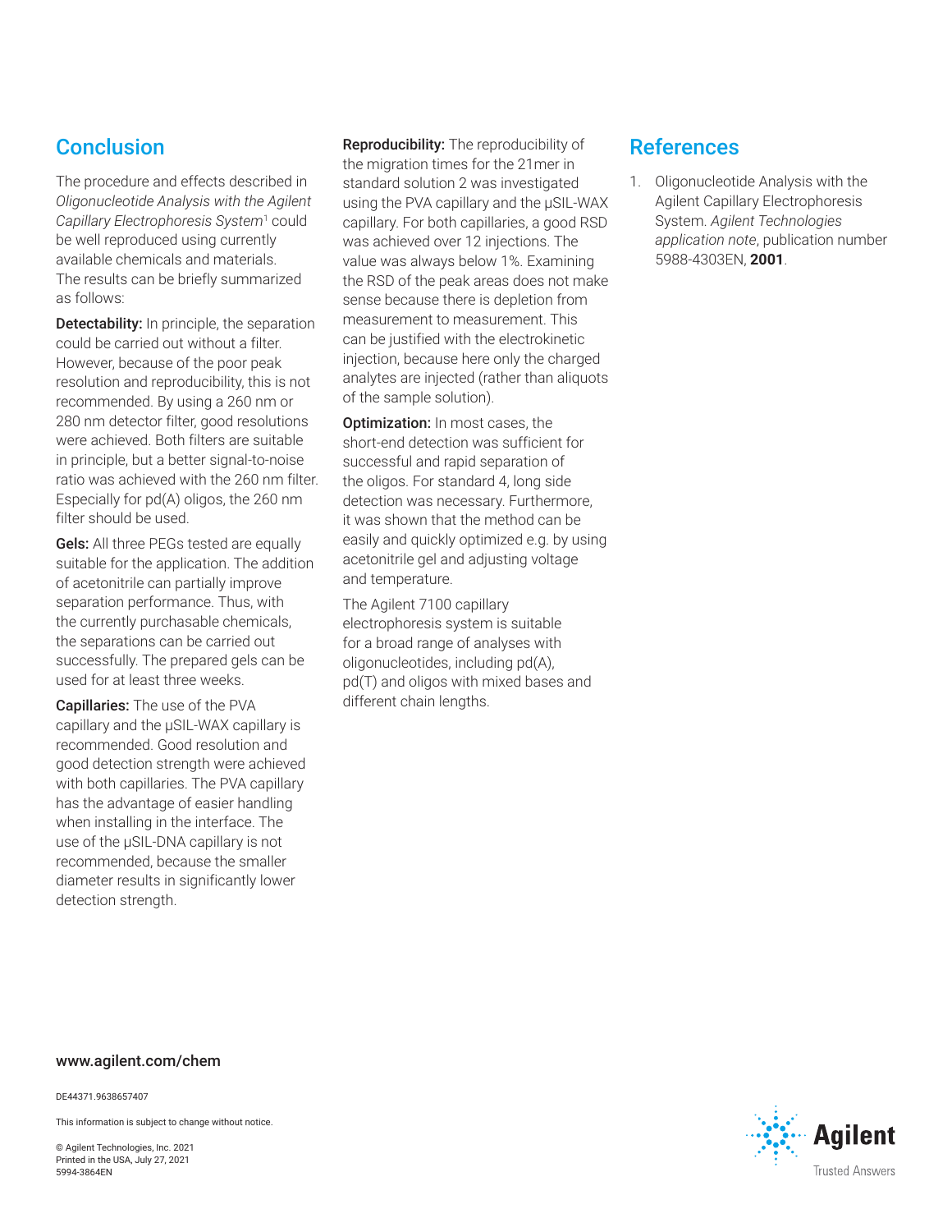## Conclusion

The procedure and effects described in *Oligonucleotide Analysis with the Agilent Capillary Electrophoresis System*[1] could be well reproduced using currently available chemicals and materials. The results can be briefly summarized as follows:

**Detectability:** In principle, the separation could be carried out without a filter. However, because of the poor peak resolution and reproducibility, this is not recommended. By using a 260 nm or 280 nm detector filter, good resolutions were achieved. Both filters are suitable in principle, but a better signal-to-noise ratio was achieved with the 260 nm filter. Especially for pd(A) oligos, the 260 nm filter should be used.

**Gels:** All three PEGs tested are equally suitable for the application. The addition of acetonitrile can partially improve separation performance. Thus, with the currently purchasable chemicals, the separations can be carried out successfully. The prepared gels can be used for at least three weeks.

**Capillaries:** The use of the PVA capillary and the µSIL-WAX capillary is recommended. Good resolution and good detection strength were achieved with both capillaries. The PVA capillary has the advantage of easier handling when installing in the interface. The use of the µSIL-DNA capillary is not recommended, because the smaller diameter results in significantly lower detection strength.

**Reproducibility:** The reproducibility of the migration times for the 21mer in standard solution 2 was investigated using the PVA capillary and the µSIL-WAX capillary. For both capillaries, a good RSD was achieved over 12 injections. The value was always below 1%. Examining the RSD of the peak areas does not make sense because there is depletion from measurement to measurement. This can be justified with the electrokinetic injection, because here only the charged analytes are injected (rather than aliquots of the sample solution).

**Optimization:** In most cases, the short-end detection was sufficient for successful and rapid separation of the oligos. For standard 4, long side detection was necessary. Furthermore, it was shown that the method can be easily and quickly optimized e.g. by using acetonitrile gel and adjusting voltage and temperature.

The Agilent 7100 capillary electrophoresis system is suitable for a broad range of analyses with oligonucleotides, including pd(A), pd(T) and oligos with mixed bases and different chain lengths.

## References

1. Oligonucleotide Analysis with the Agilent Capillary Electrophoresis System. *Agilent Technologies application note*, publication number 5988-4303EN, **2001**.

www.agilent.com/chem

DE44371.9638657407

This information is subject to change without notice.

© Agilent Technologies, Inc. 2021
Printed in the USA, July 27, 2021
5994-3864EN